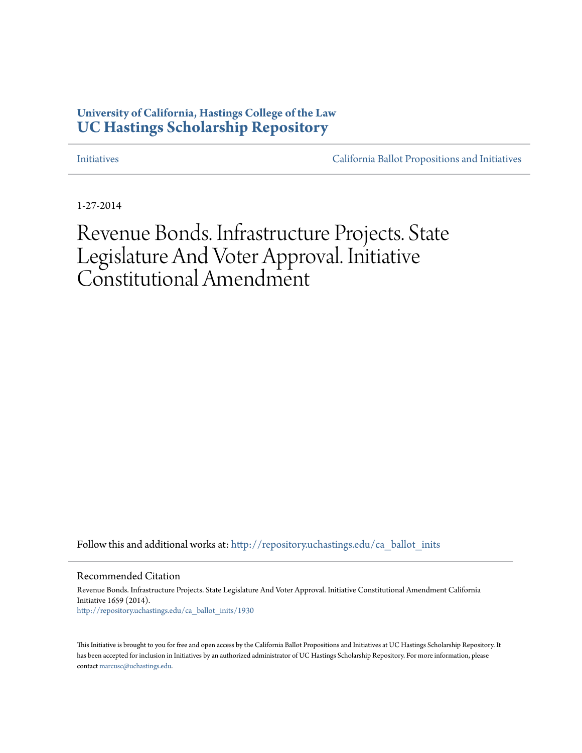**University of California, Hastings College of the Law**
**UC Hastings Scholarship Repository**

Initiatives | California Ballot Propositions and Initiatives

1-27-2014

# Revenue Bonds. Infrastructure Projects. State Legislature And Voter Approval. Initiative Constitutional Amendment

Follow this and additional works at: http://repository.uchastings.edu/ca_ballot_inits

## Recommended Citation

Revenue Bonds. Infrastructure Projects. State Legislature And Voter Approval. Initiative Constitutional Amendment California Initiative 1659 (2014).
http://repository.uchastings.edu/ca_ballot_inits/1930

This Initiative is brought to you for free and open access by the California Ballot Propositions and Initiatives at UC Hastings Scholarship Repository. It has been accepted for inclusion in Initiatives by an authorized administrator of UC Hastings Scholarship Repository. For more information, please contact marcusc@uchastings.edu.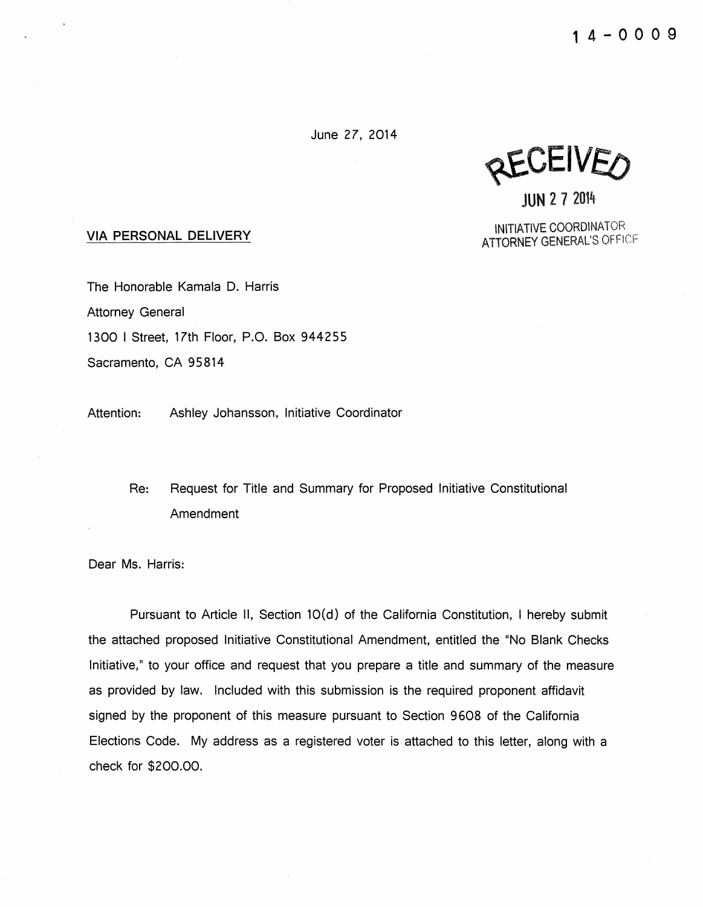14-0009

June 27, 2014

RECEIVED

JUN 27 2014

INITIATIVE COORDINATOR
ATTORNEY GENERAL'S OFFICE

VIA PERSONAL DELIVERY

The Honorable Kamala D. Harris
Attorney General
1300 I Street, 17th Floor, P.O. Box 944255
Sacramento, CA 95814

Attention: Ashley Johansson, Initiative Coordinator

Re: Request for Title and Summary for Proposed Initiative Constitutional Amendment

Dear Ms. Harris:

Pursuant to Article II, Section 10(d) of the California Constitution, I hereby submit the attached proposed Initiative Constitutional Amendment, entitled the "No Blank Checks Initiative," to your office and request that you prepare a title and summary of the measure as provided by law. Included with this submission is the required proponent affidavit signed by the proponent of this measure pursuant to Section 9608 of the California Elections Code. My address as a registered voter is attached to this letter, along with a check for $200.00.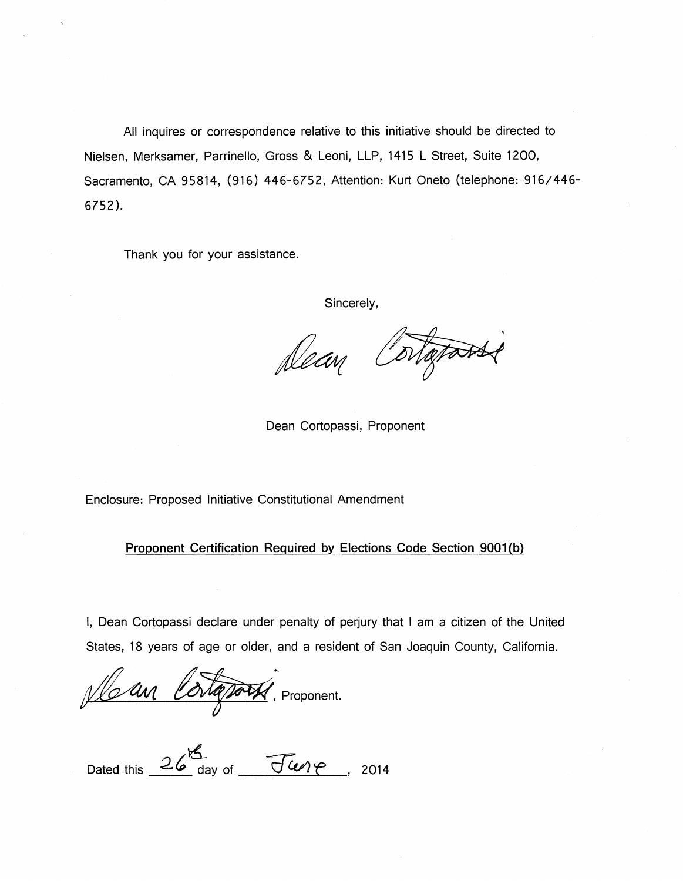All inquires or correspondence relative to this initiative should be directed to Nielsen, Merksamer, Parrinello, Gross & Leoni, LLP, 1415 L Street, Suite 1200, Sacramento, CA 95814, (916) 446-6752, Attention: Kurt Oneto (telephone: 916/446-6752).

Thank you for your assistance.

Sincerely,

Dean Cortopassi

Dean Cortopassi, Proponent

Enclosure: Proposed Initiative Constitutional Amendment

<u>Proponent Certification Required by Elections Code Section 9001(b)</u>

I, Dean Cortopassi declare under penalty of perjury that I am a citizen of the United States, 18 years of age or older, and a resident of San Joaquin County, California.

Dean Cortopassi, Proponent.

Dated this 26th day of June, 2014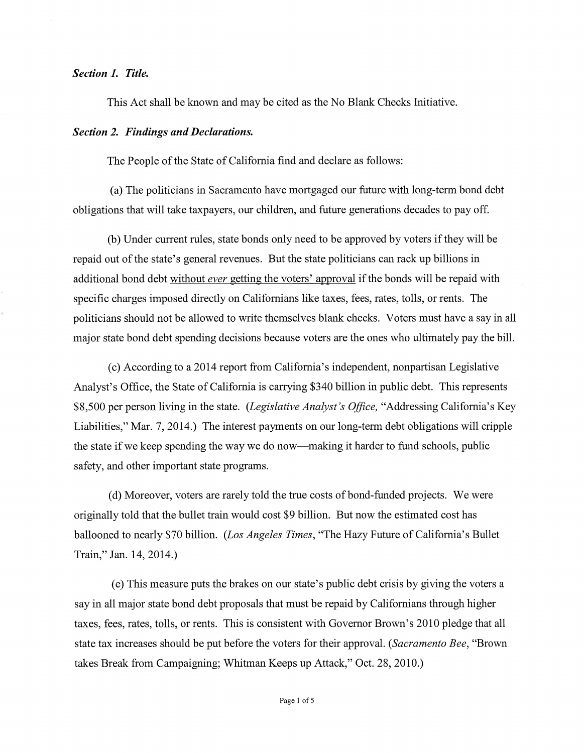***Section 1. Title.***

This Act shall be known and may be cited as the No Blank Checks Initiative.

***Section 2. Findings and Declarations.***

The People of the State of California find and declare as follows:

(a) The politicians in Sacramento have mortgaged our future with long-term bond debt obligations that will take taxpayers, our children, and future generations decades to pay off.

(b) Under current rules, state bonds only need to be approved by voters if they will be repaid out of the state's general revenues. But the state politicians can rack up billions in additional bond debt <u>without *ever* getting the voters' approval</u> if the bonds will be repaid with specific charges imposed directly on Californians like taxes, fees, rates, tolls, or rents. The politicians should not be allowed to write themselves blank checks. Voters must have a say in all major state bond debt spending decisions because voters are the ones who ultimately pay the bill.

(c) According to a 2014 report from California's independent, nonpartisan Legislative Analyst's Office, the State of California is carrying $340 billion in public debt. This represents $8,500 per person living in the state. (*Legislative Analyst's Office,* "Addressing California's Key Liabilities," Mar. 7, 2014.) The interest payments on our long-term debt obligations will cripple the state if we keep spending the way we do now—making it harder to fund schools, public safety, and other important state programs.

(d) Moreover, voters are rarely told the true costs of bond-funded projects. We were originally told that the bullet train would cost $9 billion. But now the estimated cost has ballooned to nearly $70 billion. (*Los Angeles Times*, "The Hazy Future of California's Bullet Train," Jan. 14, 2014.)

(e) This measure puts the brakes on our state's public debt crisis by giving the voters a say in all major state bond debt proposals that must be repaid by Californians through higher taxes, fees, rates, tolls, or rents. This is consistent with Governor Brown's 2010 pledge that all state tax increases should be put before the voters for their approval. (*Sacramento Bee*, "Brown takes Break from Campaigning; Whitman Keeps up Attack," Oct. 28, 2010.)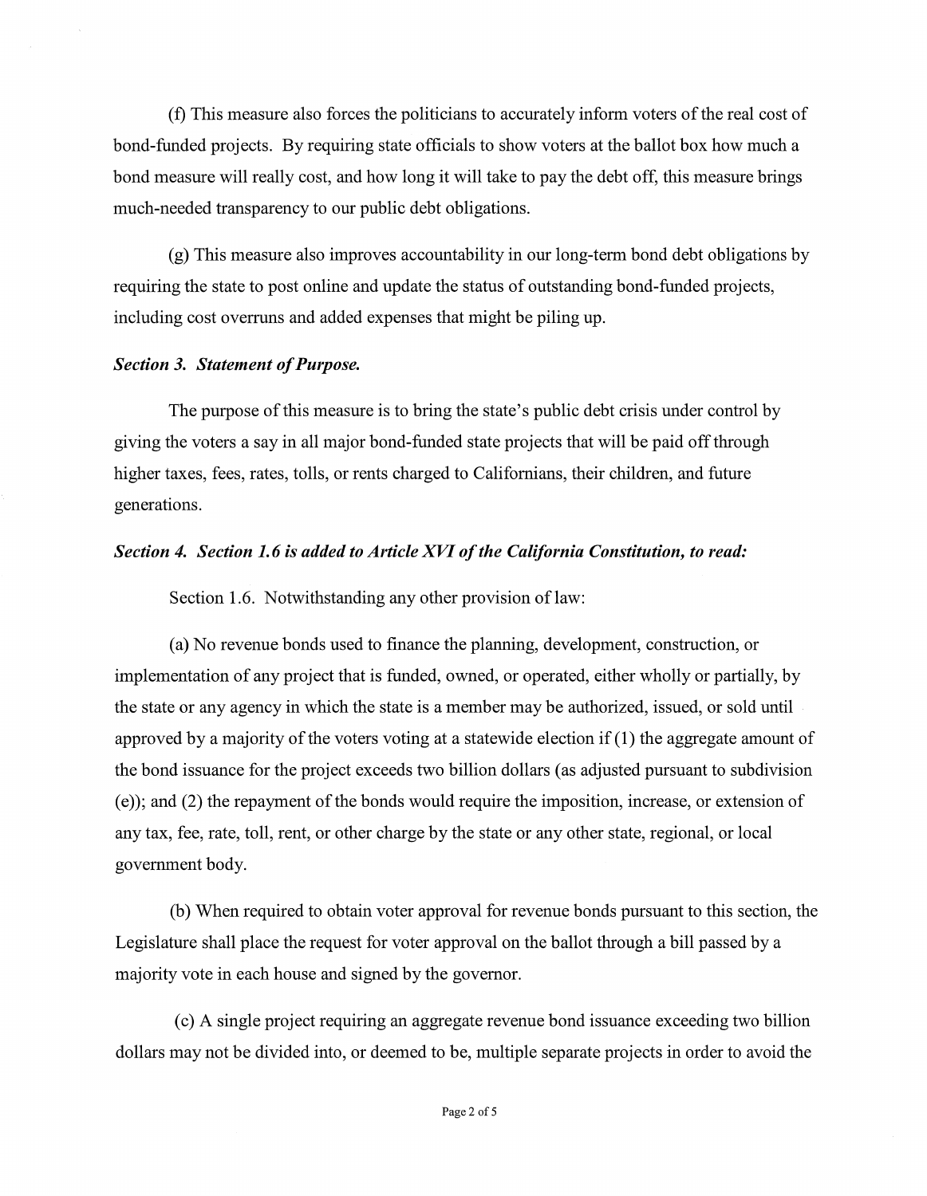(f) This measure also forces the politicians to accurately inform voters of the real cost of bond-funded projects. By requiring state officials to show voters at the ballot box how much a bond measure will really cost, and how long it will take to pay the debt off, this measure brings much-needed transparency to our public debt obligations.

(g) This measure also improves accountability in our long-term bond debt obligations by requiring the state to post online and update the status of outstanding bond-funded projects, including cost overruns and added expenses that might be piling up.

***Section 3. Statement of Purpose.***

The purpose of this measure is to bring the state's public debt crisis under control by giving the voters a say in all major bond-funded state projects that will be paid off through higher taxes, fees, rates, tolls, or rents charged to Californians, their children, and future generations.

***Section 4. Section 1.6 is added to Article XVI of the California Constitution, to read:***

Section 1.6. Notwithstanding any other provision of law:

(a) No revenue bonds used to finance the planning, development, construction, or implementation of any project that is funded, owned, or operated, either wholly or partially, by the state or any agency in which the state is a member may be authorized, issued, or sold until approved by a majority of the voters voting at a statewide election if (1) the aggregate amount of the bond issuance for the project exceeds two billion dollars (as adjusted pursuant to subdivision (e)); and (2) the repayment of the bonds would require the imposition, increase, or extension of any tax, fee, rate, toll, rent, or other charge by the state or any other state, regional, or local government body.

(b) When required to obtain voter approval for revenue bonds pursuant to this section, the Legislature shall place the request for voter approval on the ballot through a bill passed by a majority vote in each house and signed by the governor.

(c) A single project requiring an aggregate revenue bond issuance exceeding two billion dollars may not be divided into, or deemed to be, multiple separate projects in order to avoid the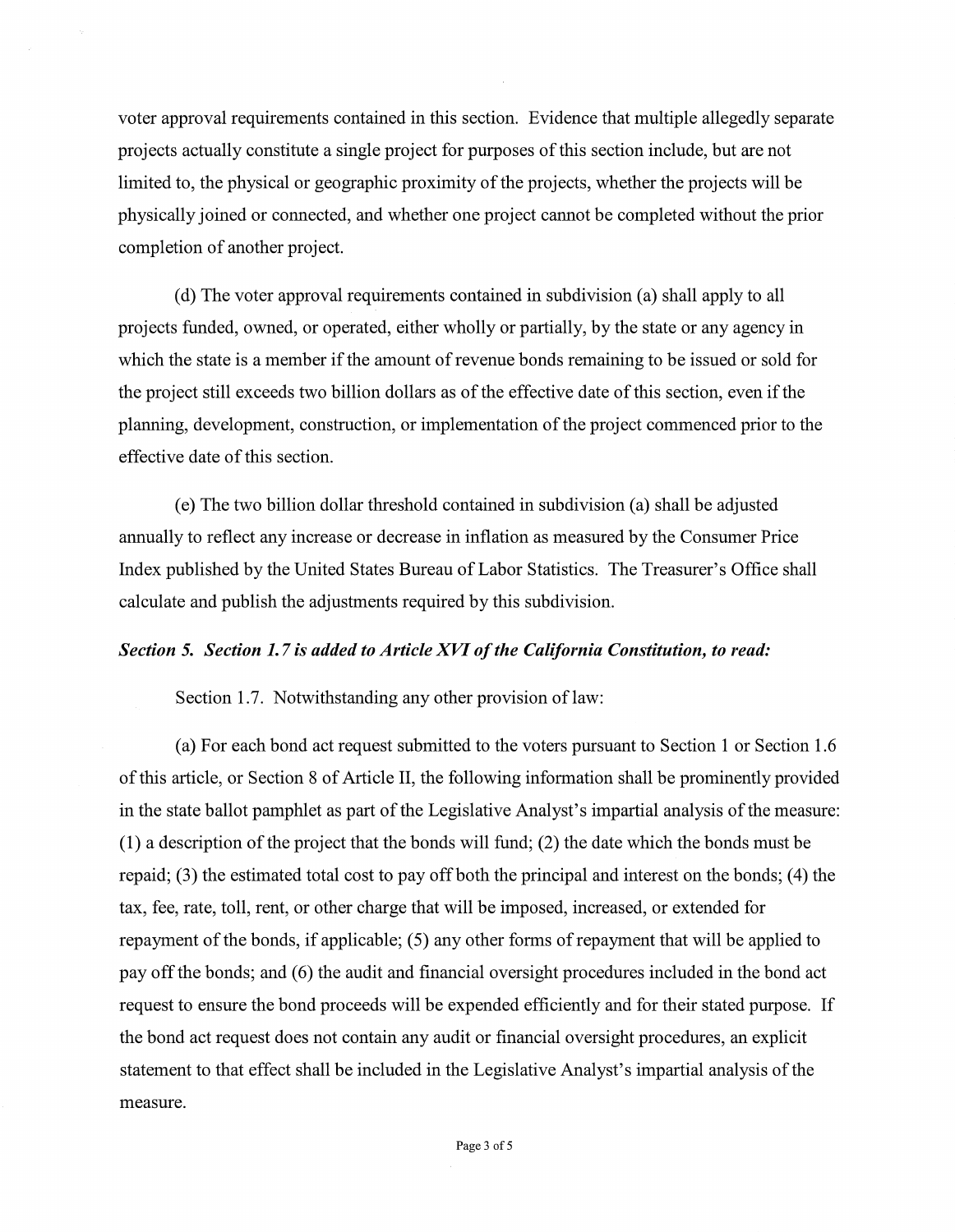voter approval requirements contained in this section. Evidence that multiple allegedly separate projects actually constitute a single project for purposes of this section include, but are not limited to, the physical or geographic proximity of the projects, whether the projects will be physically joined or connected, and whether one project cannot be completed without the prior completion of another project.

(d) The voter approval requirements contained in subdivision (a) shall apply to all projects funded, owned, or operated, either wholly or partially, by the state or any agency in which the state is a member if the amount of revenue bonds remaining to be issued or sold for the project still exceeds two billion dollars as of the effective date of this section, even if the planning, development, construction, or implementation of the project commenced prior to the effective date of this section.

(e) The two billion dollar threshold contained in subdivision (a) shall be adjusted annually to reflect any increase or decrease in inflation as measured by the Consumer Price Index published by the United States Bureau of Labor Statistics. The Treasurer's Office shall calculate and publish the adjustments required by this subdivision.

***Section 5. Section 1.7 is added to Article XVI of the California Constitution, to read:***

Section 1.7. Notwithstanding any other provision of law:

(a) For each bond act request submitted to the voters pursuant to Section 1 or Section 1.6 of this article, or Section 8 of Article II, the following information shall be prominently provided in the state ballot pamphlet as part of the Legislative Analyst's impartial analysis of the measure: (1) a description of the project that the bonds will fund; (2) the date which the bonds must be repaid; (3) the estimated total cost to pay off both the principal and interest on the bonds; (4) the tax, fee, rate, toll, rent, or other charge that will be imposed, increased, or extended for repayment of the bonds, if applicable; (5) any other forms of repayment that will be applied to pay off the bonds; and (6) the audit and financial oversight procedures included in the bond act request to ensure the bond proceeds will be expended efficiently and for their stated purpose. If the bond act request does not contain any audit or financial oversight procedures, an explicit statement to that effect shall be included in the Legislative Analyst's impartial analysis of the measure.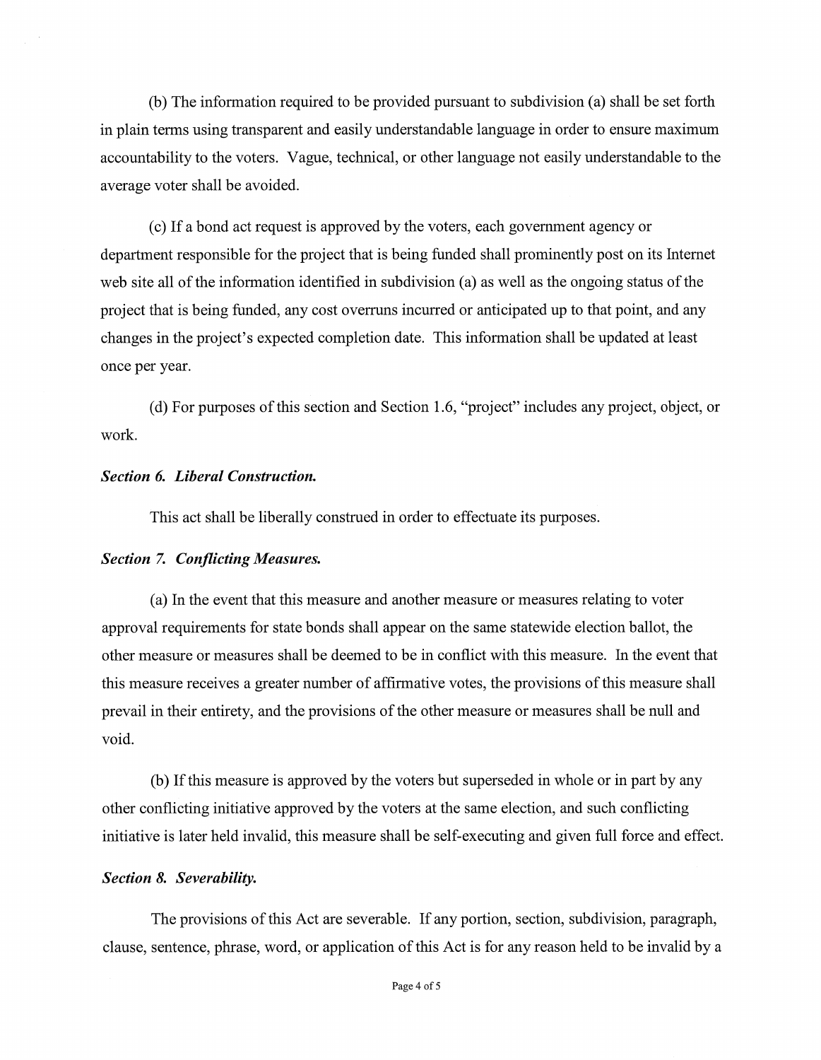(b) The information required to be provided pursuant to subdivision (a) shall be set forth in plain terms using transparent and easily understandable language in order to ensure maximum accountability to the voters. Vague, technical, or other language not easily understandable to the average voter shall be avoided.

(c) If a bond act request is approved by the voters, each government agency or department responsible for the project that is being funded shall prominently post on its Internet web site all of the information identified in subdivision (a) as well as the ongoing status of the project that is being funded, any cost overruns incurred or anticipated up to that point, and any changes in the project's expected completion date. This information shall be updated at least once per year.

(d) For purposes of this section and Section 1.6, "project" includes any project, object, or work.

***Section 6. Liberal Construction.***

This act shall be liberally construed in order to effectuate its purposes.

***Section 7. Conflicting Measures.***

(a) In the event that this measure and another measure or measures relating to voter approval requirements for state bonds shall appear on the same statewide election ballot, the other measure or measures shall be deemed to be in conflict with this measure. In the event that this measure receives a greater number of affirmative votes, the provisions of this measure shall prevail in their entirety, and the provisions of the other measure or measures shall be null and void.

(b) If this measure is approved by the voters but superseded in whole or in part by any other conflicting initiative approved by the voters at the same election, and such conflicting initiative is later held invalid, this measure shall be self-executing and given full force and effect.

***Section 8. Severability.***

The provisions of this Act are severable. If any portion, section, subdivision, paragraph, clause, sentence, phrase, word, or application of this Act is for any reason held to be invalid by a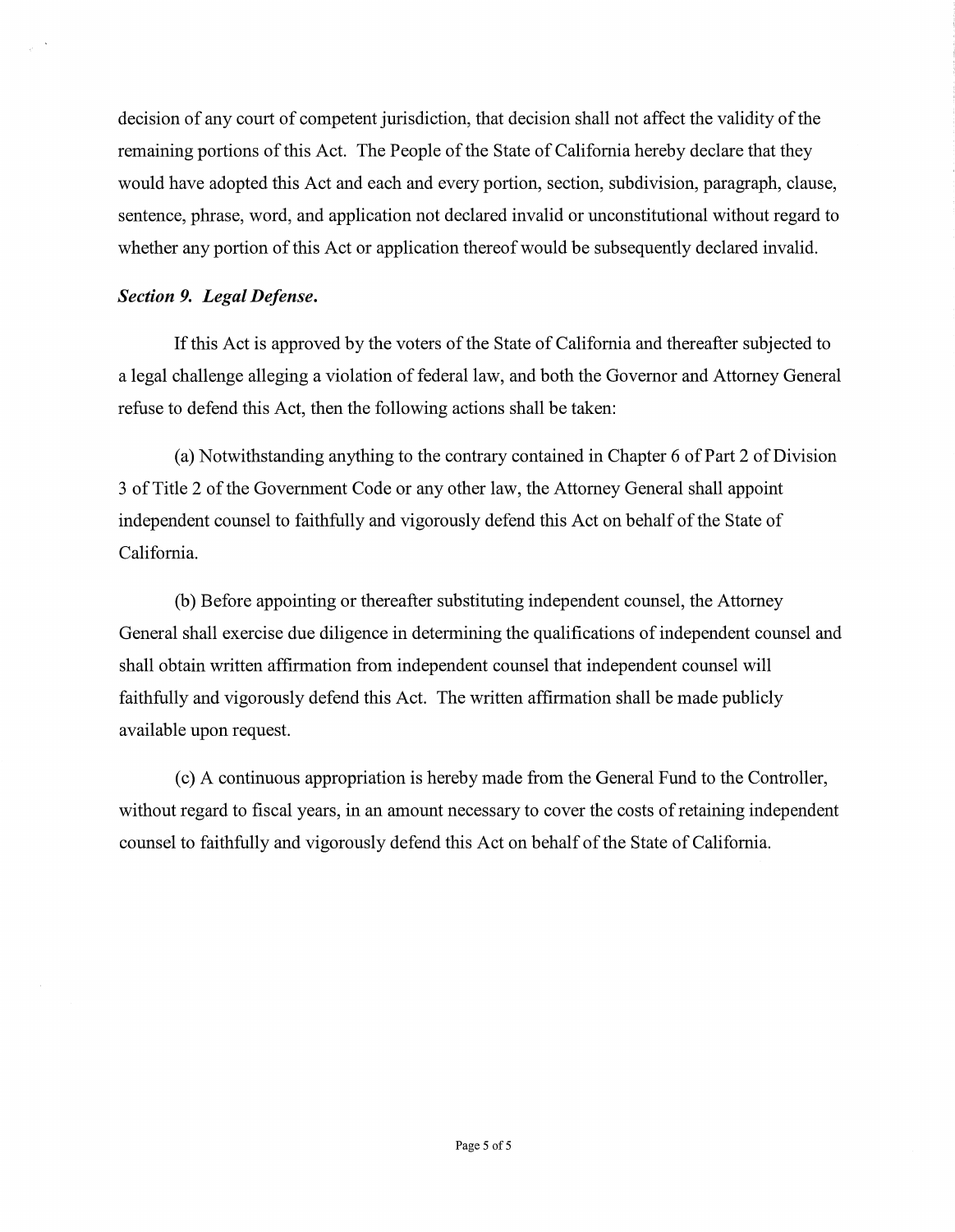decision of any court of competent jurisdiction, that decision shall not affect the validity of the remaining portions of this Act. The People of the State of California hereby declare that they would have adopted this Act and each and every portion, section, subdivision, paragraph, clause, sentence, phrase, word, and application not declared invalid or unconstitutional without regard to whether any portion of this Act or application thereof would be subsequently declared invalid.

***Section 9. Legal Defense.***

If this Act is approved by the voters of the State of California and thereafter subjected to a legal challenge alleging a violation of federal law, and both the Governor and Attorney General refuse to defend this Act, then the following actions shall be taken:

(a) Notwithstanding anything to the contrary contained in Chapter 6 of Part 2 of Division 3 of Title 2 of the Government Code or any other law, the Attorney General shall appoint independent counsel to faithfully and vigorously defend this Act on behalf of the State of California.

(b) Before appointing or thereafter substituting independent counsel, the Attorney General shall exercise due diligence in determining the qualifications of independent counsel and shall obtain written affirmation from independent counsel that independent counsel will faithfully and vigorously defend this Act. The written affirmation shall be made publicly available upon request.

(c) A continuous appropriation is hereby made from the General Fund to the Controller, without regard to fiscal years, in an amount necessary to cover the costs of retaining independent counsel to faithfully and vigorously defend this Act on behalf of the State of California.